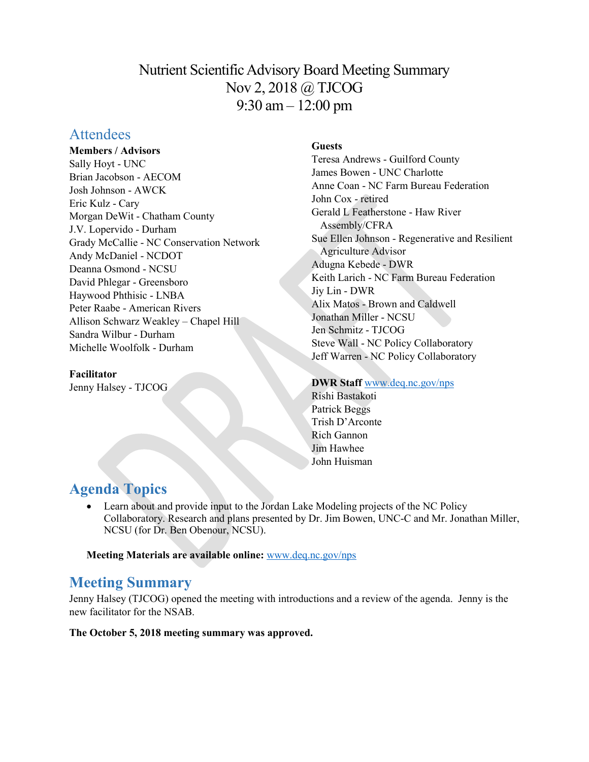# Nutrient Scientific Advisory Board Meeting Summary
Nov 2, 2018 @ TJCOG
9:30 am – 12:00 pm

## Attendees

**Members / Advisors**
Sally Hoyt - UNC
Brian Jacobson - AECOM
Josh Johnson - AWCK
Eric Kulz - Cary
Morgan DeWit - Chatham County
J.V. Lopervido - Durham
Grady McCallie - NC Conservation Network
Andy McDaniel - NCDOT
Deanna Osmond - NCSU
David Phlegar - Greensboro
Haywood Phthisic - LNBA
Peter Raabe - American Rivers
Allison Schwarz Weakley – Chapel Hill
Sandra Wilbur - Durham
Michelle Woolfolk - Durham

**Facilitator**
Jenny Halsey - TJCOG

**Guests**
Teresa Andrews - Guilford County
James Bowen - UNC Charlotte
Anne Coan - NC Farm Bureau Federation
John Cox - retired
Gerald L Featherstone - Haw River Assembly/CFRA
Sue Ellen Johnson - Regenerative and Resilient Agriculture Advisor
Adugna Kebede - DWR
Keith Larich - NC Farm Bureau Federation
Jiy Lin - DWR
Alix Matos - Brown and Caldwell
Jonathan Miller - NCSU
Jen Schmitz - TJCOG
Steve Wall - NC Policy Collaboratory
Jeff Warren - NC Policy Collaboratory

**DWR Staff** www.deq.nc.gov/nps
Rishi Bastakoti
Patrick Beggs
Trish D'Arconte
Rich Gannon
Jim Hawhee
John Huisman

## Agenda Topics

- Learn about and provide input to the Jordan Lake Modeling projects of the NC Policy Collaboratory. Research and plans presented by Dr. Jim Bowen, UNC-C and Mr. Jonathan Miller, NCSU (for Dr. Ben Obenour, NCSU).

**Meeting Materials are available online:** www.deq.nc.gov/nps

## Meeting Summary

Jenny Halsey (TJCOG) opened the meeting with introductions and a review of the agenda. Jenny is the new facilitator for the NSAB.

**The October 5, 2018 meeting summary was approved.**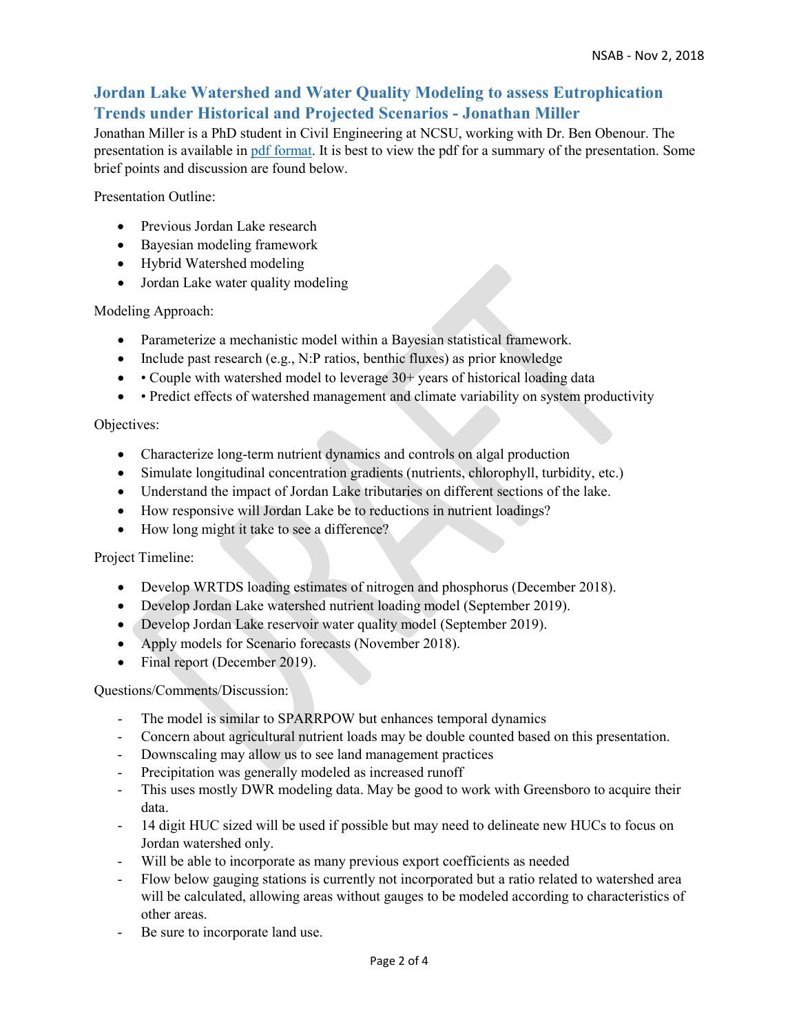## Jordan Lake Watershed and Water Quality Modeling to assess Eutrophication Trends under Historical and Projected Scenarios - Jonathan Miller

Jonathan Miller is a PhD student in Civil Engineering at NCSU, working with Dr. Ben Obenour. The presentation is available in pdf format. It is best to view the pdf for a summary of the presentation. Some brief points and discussion are found below.

Presentation Outline:

- Previous Jordan Lake research
- Bayesian modeling framework
- Hybrid Watershed modeling
- Jordan Lake water quality modeling

Modeling Approach:

- Parameterize a mechanistic model within a Bayesian statistical framework.
- Include past research (e.g., N:P ratios, benthic fluxes) as prior knowledge
- • Couple with watershed model to leverage 30+ years of historical loading data
- • Predict effects of watershed management and climate variability on system productivity

Objectives:

- Characterize long-term nutrient dynamics and controls on algal production
- Simulate longitudinal concentration gradients (nutrients, chlorophyll, turbidity, etc.)
- Understand the impact of Jordan Lake tributaries on different sections of the lake.
- How responsive will Jordan Lake be to reductions in nutrient loadings?
- How long might it take to see a difference?

Project Timeline:

- Develop WRTDS loading estimates of nitrogen and phosphorus (December 2018).
- Develop Jordan Lake watershed nutrient loading model (September 2019).
- Develop Jordan Lake reservoir water quality model (September 2019).
- Apply models for Scenario forecasts (November 2018).
- Final report (December 2019).

Questions/Comments/Discussion:

- The model is similar to SPARRPOW but enhances temporal dynamics
- Concern about agricultural nutrient loads may be double counted based on this presentation.
- Downscaling may allow us to see land management practices
- Precipitation was generally modeled as increased runoff
- This uses mostly DWR modeling data. May be good to work with Greensboro to acquire their data.
- 14 digit HUC sized will be used if possible but may need to delineate new HUCs to focus on Jordan watershed only.
- Will be able to incorporate as many previous export coefficients as needed
- Flow below gauging stations is currently not incorporated but a ratio related to watershed area will be calculated, allowing areas without gauges to be modeled according to characteristics of other areas.
- Be sure to incorporate land use.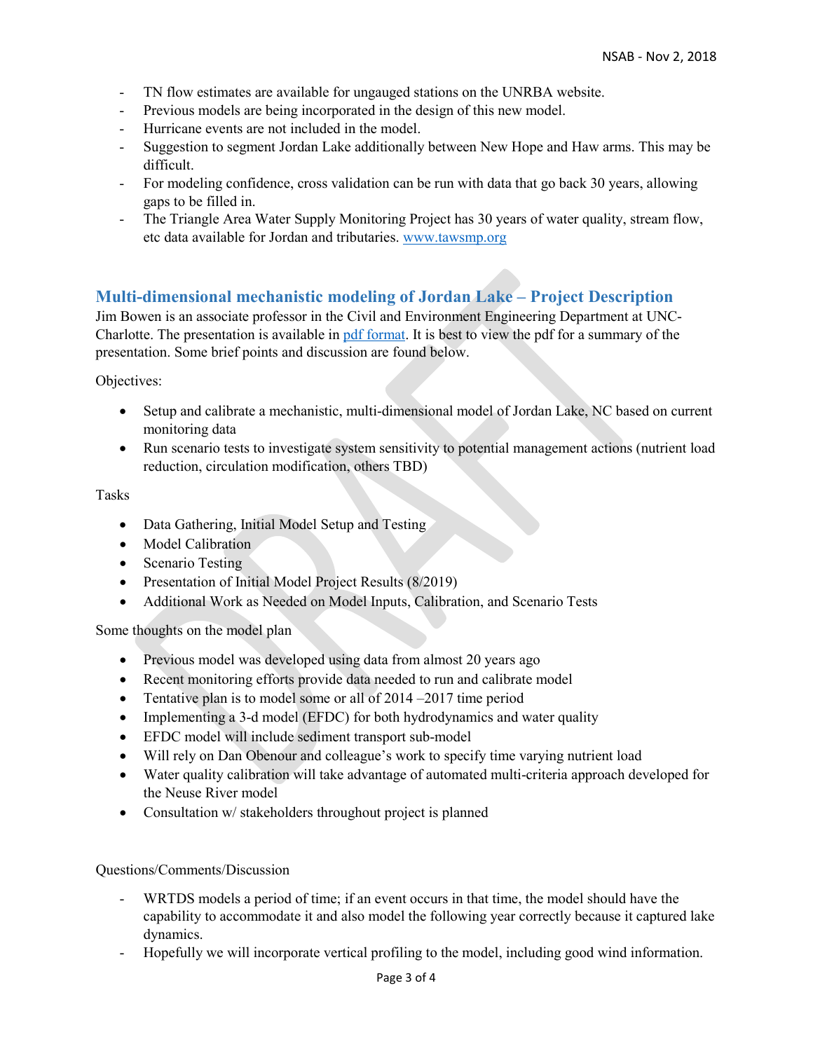- TN flow estimates are available for ungauged stations on the UNRBA website.
- Previous models are being incorporated in the design of this new model.
- Hurricane events are not included in the model.
- Suggestion to segment Jordan Lake additionally between New Hope and Haw arms. This may be difficult.
- For modeling confidence, cross validation can be run with data that go back 30 years, allowing gaps to be filled in.
- The Triangle Area Water Supply Monitoring Project has 30 years of water quality, stream flow, etc data available for Jordan and tributaries. [www.tawsmp.org](www.tawsmp.org)

## Multi-dimensional mechanistic modeling of Jordan Lake – Project Description

Jim Bowen is an associate professor in the Civil and Environment Engineering Department at UNC-Charlotte. The presentation is available in pdf format. It is best to view the pdf for a summary of the presentation. Some brief points and discussion are found below.

Objectives:

- Setup and calibrate a mechanistic, multi-dimensional model of Jordan Lake, NC based on current monitoring data
- Run scenario tests to investigate system sensitivity to potential management actions (nutrient load reduction, circulation modification, others TBD)

Tasks

- Data Gathering, Initial Model Setup and Testing
- Model Calibration
- Scenario Testing
- Presentation of Initial Model Project Results (8/2019)
- Additional Work as Needed on Model Inputs, Calibration, and Scenario Tests

Some thoughts on the model plan

- Previous model was developed using data from almost 20 years ago
- Recent monitoring efforts provide data needed to run and calibrate model
- Tentative plan is to model some or all of 2014 –2017 time period
- Implementing a 3-d model (EFDC) for both hydrodynamics and water quality
- EFDC model will include sediment transport sub-model
- Will rely on Dan Obenour and colleague's work to specify time varying nutrient load
- Water quality calibration will take advantage of automated multi-criteria approach developed for the Neuse River model
- Consultation w/ stakeholders throughout project is planned

Questions/Comments/Discussion

- WRTDS models a period of time; if an event occurs in that time, the model should have the capability to accommodate it and also model the following year correctly because it captured lake dynamics.
- Hopefully we will incorporate vertical profiling to the model, including good wind information.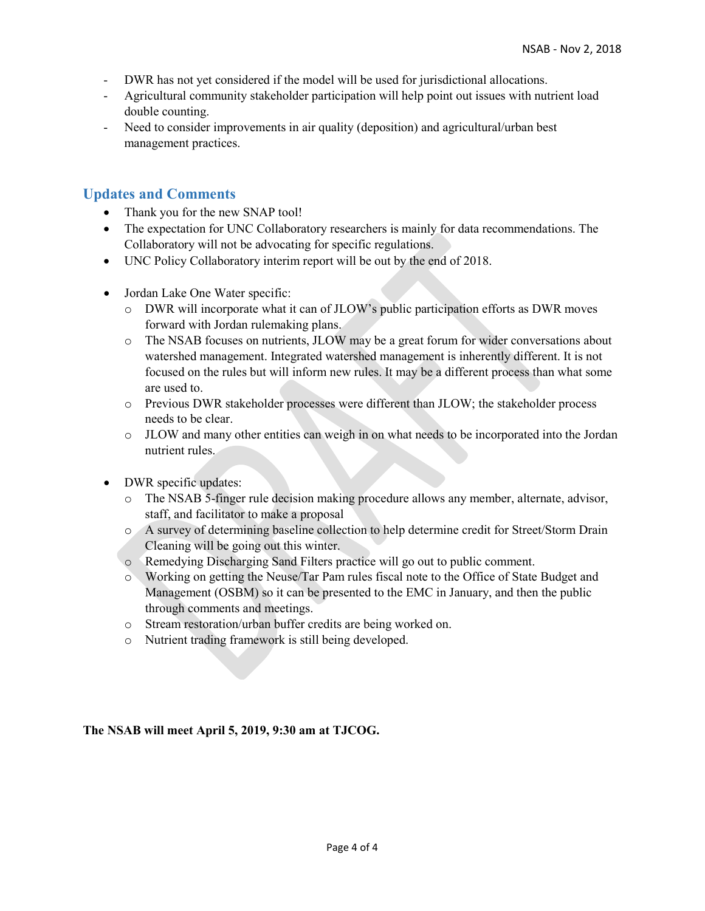- DWR has not yet considered if the model will be used for jurisdictional allocations.
- Agricultural community stakeholder participation will help point out issues with nutrient load double counting.
- Need to consider improvements in air quality (deposition) and agricultural/urban best management practices.

## Updates and Comments

- Thank you for the new SNAP tool!
- The expectation for UNC Collaboratory researchers is mainly for data recommendations. The Collaboratory will not be advocating for specific regulations.
- UNC Policy Collaboratory interim report will be out by the end of 2018.

- Jordan Lake One Water specific:
  - DWR will incorporate what it can of JLOW's public participation efforts as DWR moves forward with Jordan rulemaking plans.
  - The NSAB focuses on nutrients, JLOW may be a great forum for wider conversations about watershed management. Integrated watershed management is inherently different. It is not focused on the rules but will inform new rules. It may be a different process than what some are used to.
  - Previous DWR stakeholder processes were different than JLOW; the stakeholder process needs to be clear.
  - JLOW and many other entities can weigh in on what needs to be incorporated into the Jordan nutrient rules.

- DWR specific updates:
  - The NSAB 5-finger rule decision making procedure allows any member, alternate, advisor, staff, and facilitator to make a proposal
  - A survey of determining baseline collection to help determine credit for Street/Storm Drain Cleaning will be going out this winter.
  - Remedying Discharging Sand Filters practice will go out to public comment.
  - Working on getting the Neuse/Tar Pam rules fiscal note to the Office of State Budget and Management (OSBM) so it can be presented to the EMC in January, and then the public through comments and meetings.
  - Stream restoration/urban buffer credits are being worked on.
  - Nutrient trading framework is still being developed.

**The NSAB will meet April 5, 2019, 9:30 am at TJCOG.**